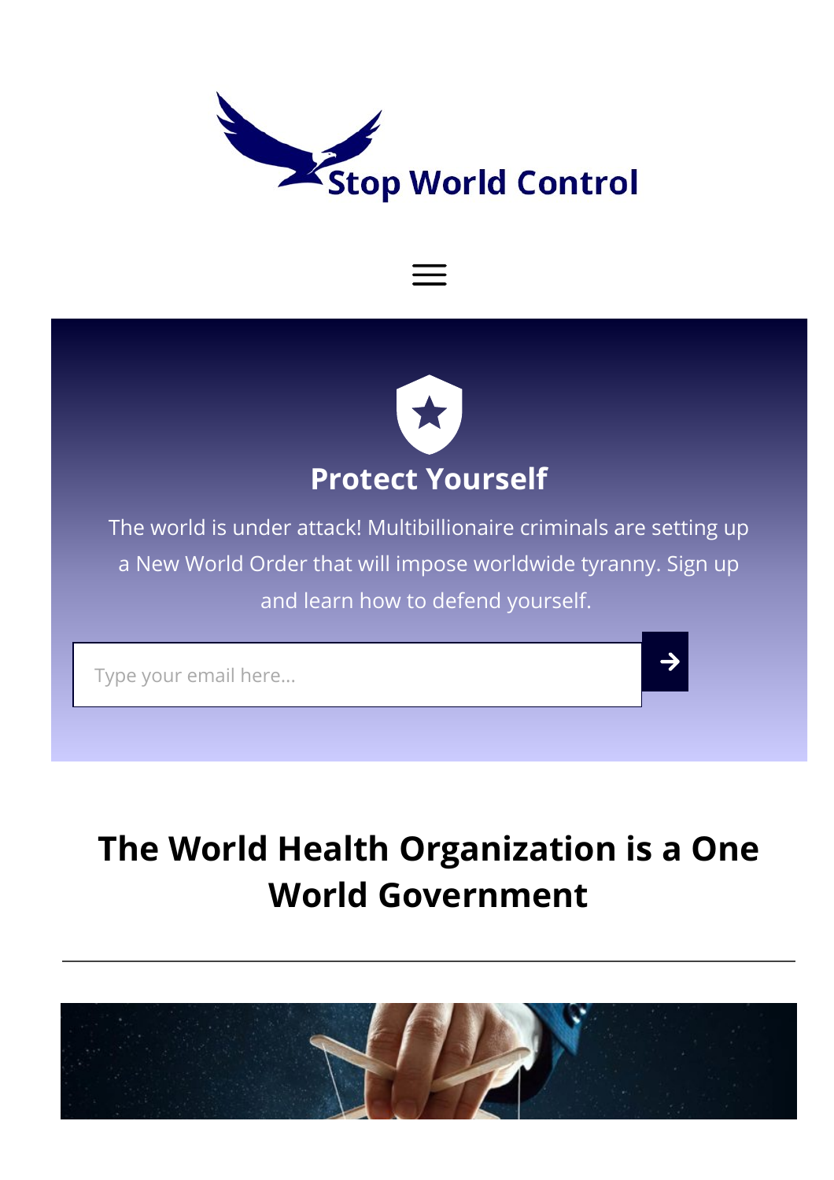Stop World Control

## Protect Yourself

The world is under attack! Multibillionaire criminals are setting up a New World Order that will impose worldwide tyranny. Sign up and learn how to defend yourself.

Type your email here...

# The World Health Organization is a One World Government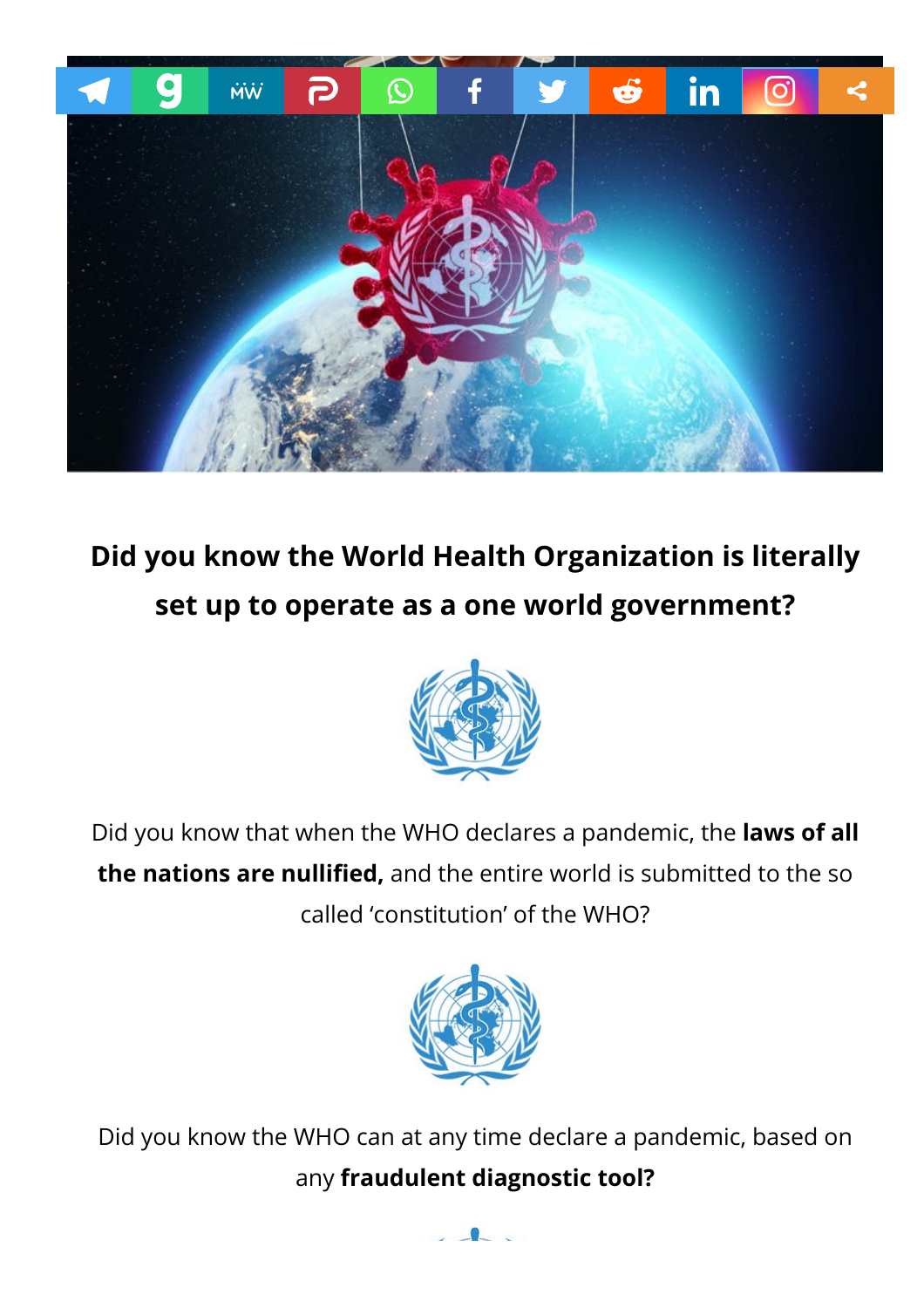**Did you know the World Health Organization is literally set up to operate as a one world government?**

Did you know that when the WHO declares a pandemic, the **laws of all the nations are nullified,** and the entire world is submitted to the so called 'constitution' of the WHO?

Did you know the WHO can at any time declare a pandemic, based on any **fraudulent diagnostic tool?**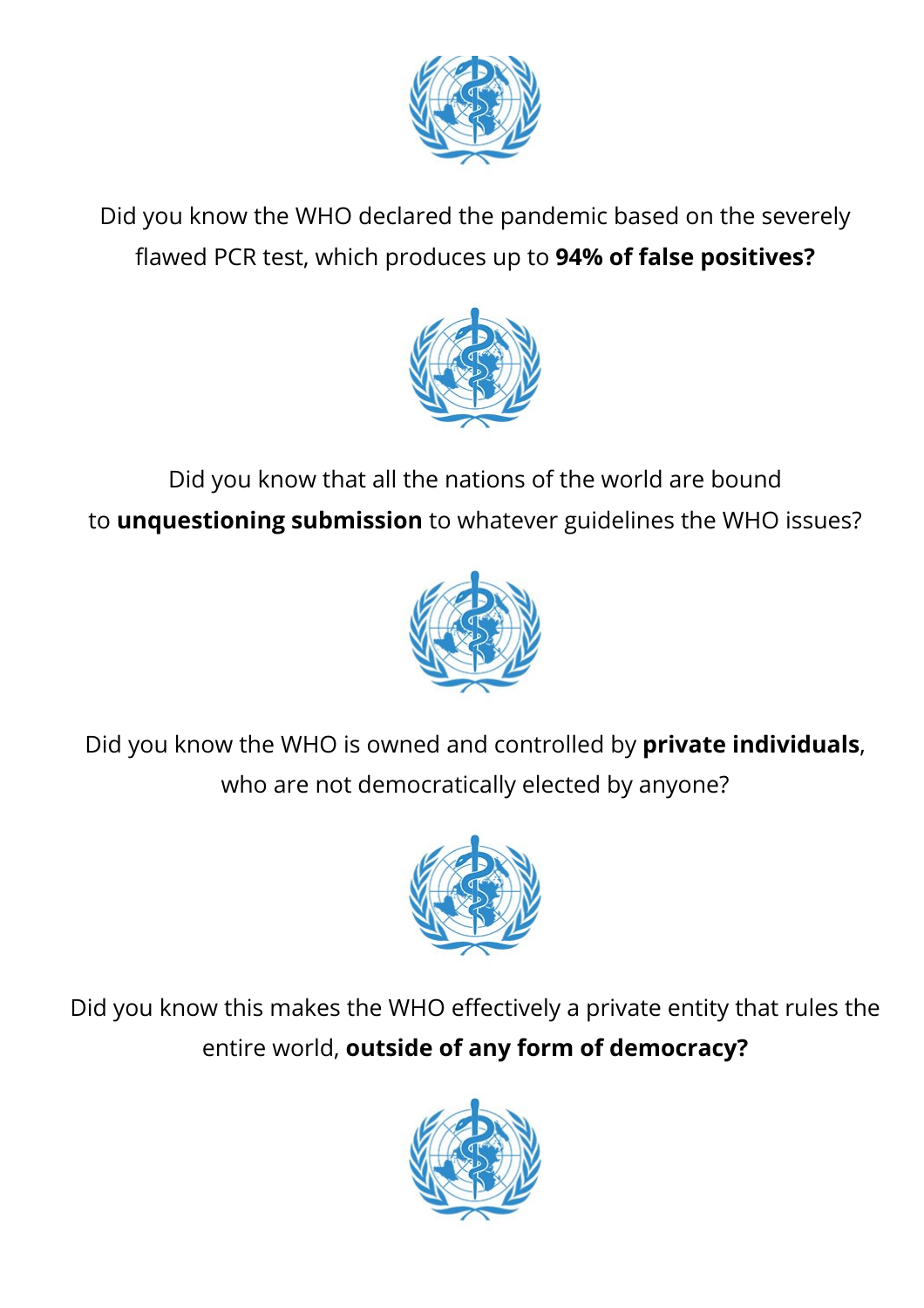Did you know the WHO declared the pandemic based on the severely flawed PCR test, which produces up to **94% of false positives?**

Did you know that all the nations of the world are bound to **unquestioning submission** to whatever guidelines the WHO issues?

Did you know the WHO is owned and controlled by **private individuals**, who are not democratically elected by anyone?

Did you know this makes the WHO effectively a private entity that rules the entire world, **outside of any form of democracy?**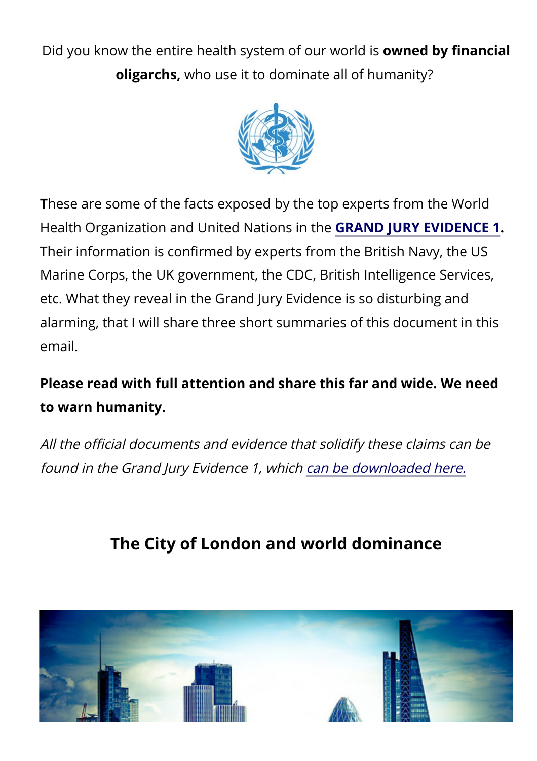Did you know the entire health system of our world is **owned by financial oligarchs,** who use it to dominate all of humanity?

**T**hese are some of the facts exposed by the top experts from the World Health Organization and United Nations in the **GRAND JURY EVIDENCE 1**. Their information is confirmed by experts from the British Navy, the US Marine Corps, the UK government, the CDC, British Intelligence Services, etc. What they reveal in the Grand Jury Evidence is so disturbing and alarming, that I will share three short summaries of this document in this email.

**Please read with full attention and share this far and wide. We need to warn humanity.**

*All the official documents and evidence that solidify these claims can be found in the Grand Jury Evidence 1, which can be downloaded here.*

## The City of London and world dominance

---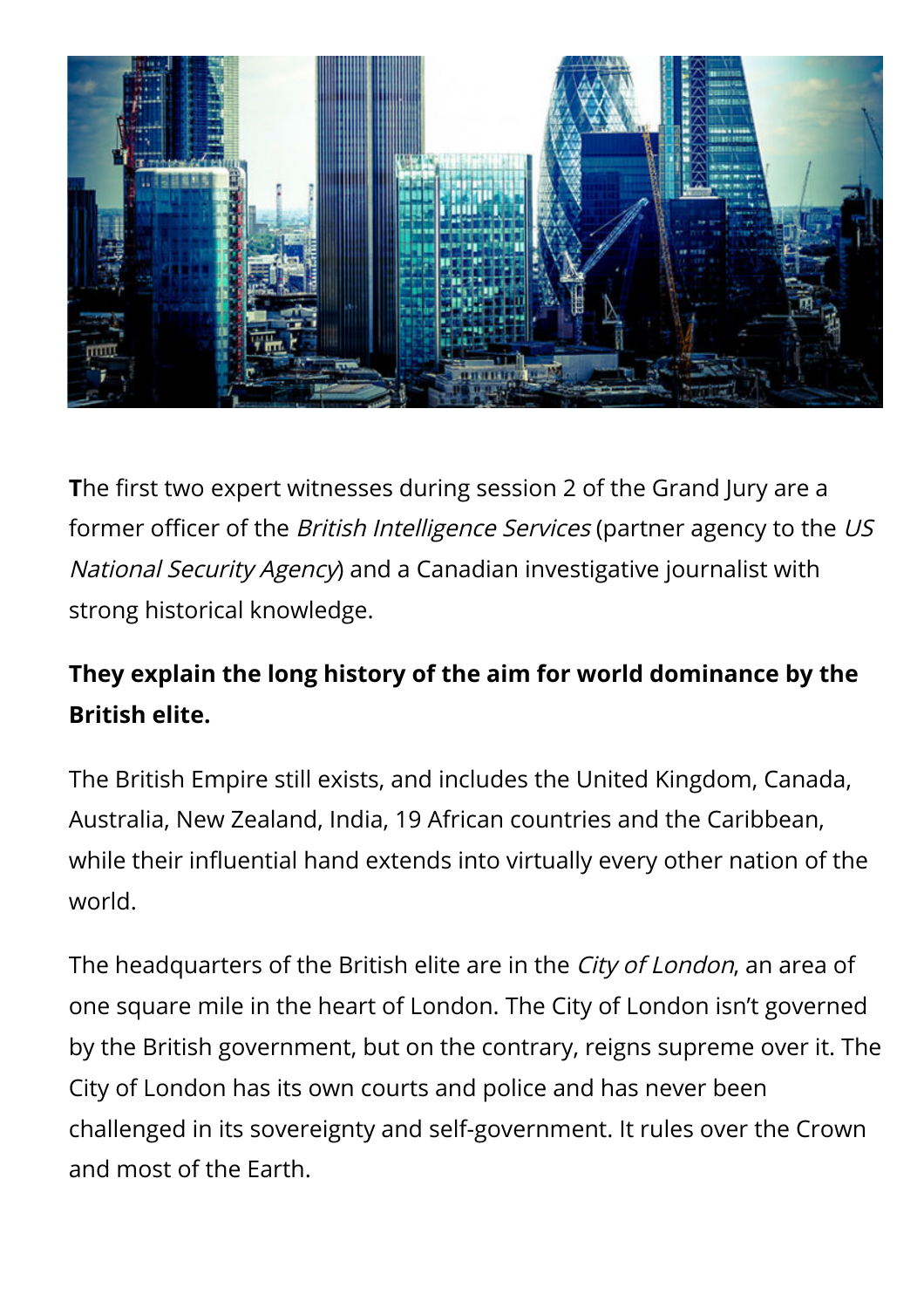The first two expert witnesses during session 2 of the Grand Jury are a former officer of the *British Intelligence Services* (partner agency to the *US National Security Agency*) and a Canadian investigative journalist with strong historical knowledge.

**They explain the long history of the aim for world dominance by the British elite.**

The British Empire still exists, and includes the United Kingdom, Canada, Australia, New Zealand, India, 19 African countries and the Caribbean, while their influential hand extends into virtually every other nation of the world.

The headquarters of the British elite are in the *City of London*, an area of one square mile in the heart of London. The City of London isn't governed by the British government, but on the contrary, reigns supreme over it. The City of London has its own courts and police and has never been challenged in its sovereignty and self-government. It rules over the Crown and most of the Earth.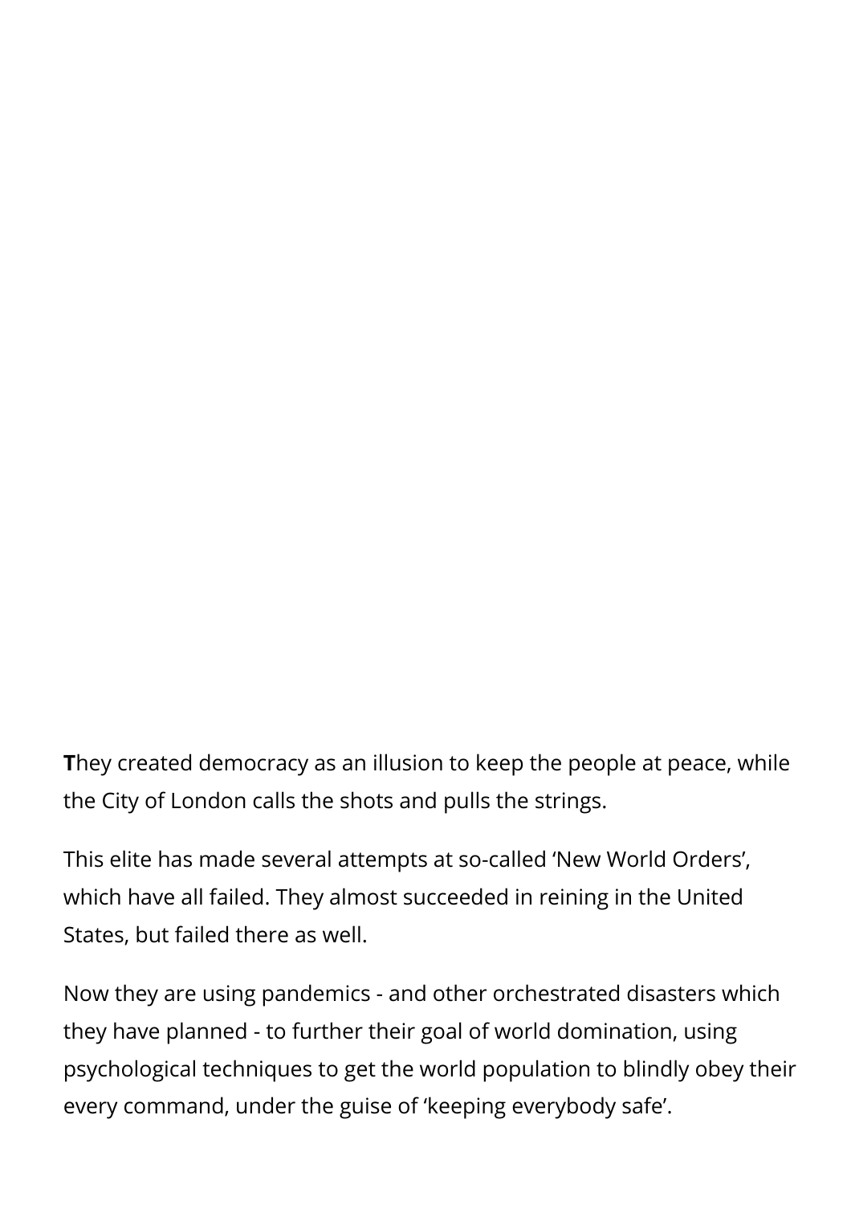**T**hey created democracy as an illusion to keep the people at peace, while the City of London calls the shots and pulls the strings.

This elite has made several attempts at so-called 'New World Orders', which have all failed. They almost succeeded in reining in the United States, but failed there as well.

Now they are using pandemics - and other orchestrated disasters which they have planned - to further their goal of world domination, using psychological techniques to get the world population to blindly obey their every command, under the guise of 'keeping everybody safe'.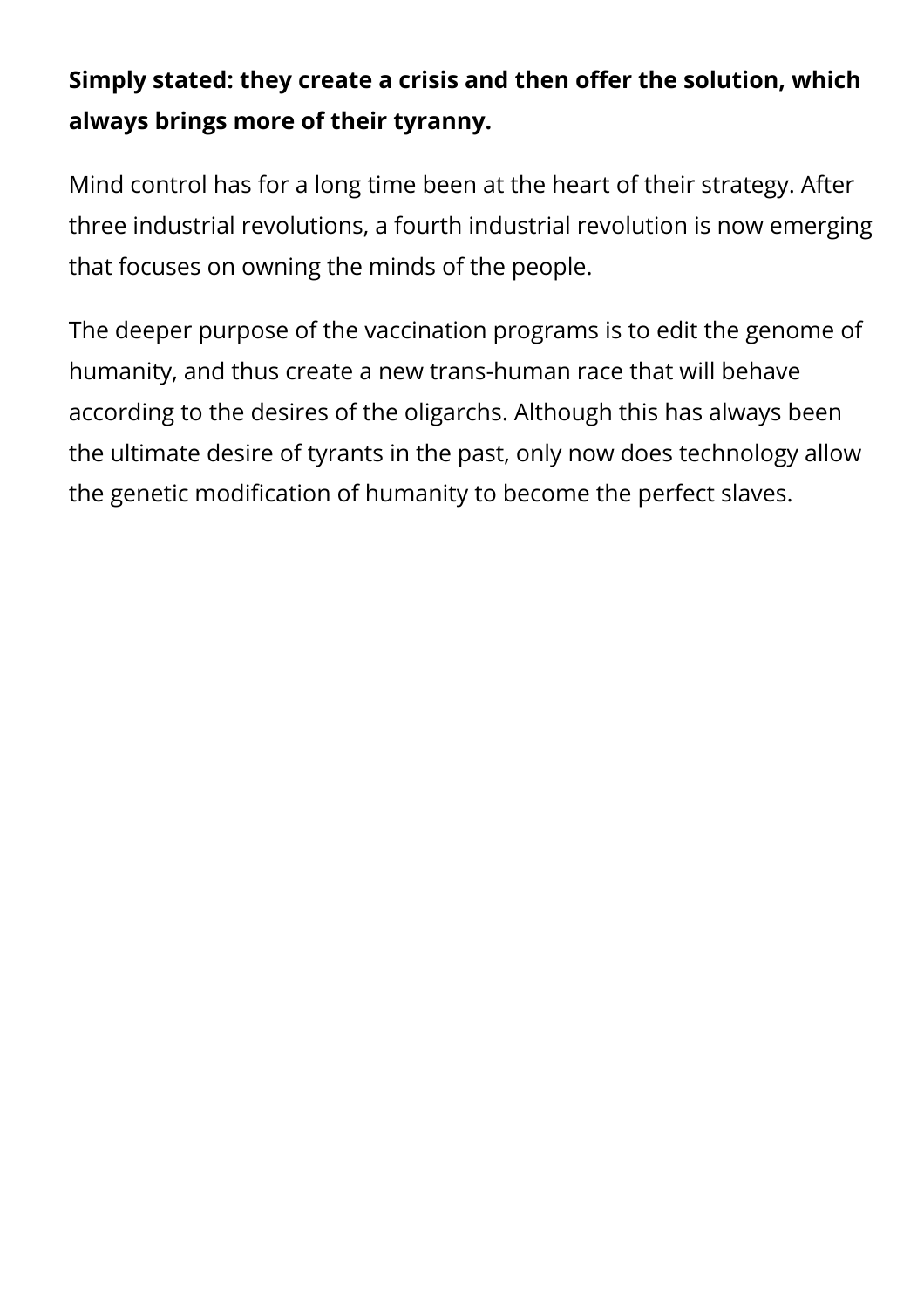**Simply stated: they create a crisis and then offer the solution, which always brings more of their tyranny.**

Mind control has for a long time been at the heart of their strategy. After three industrial revolutions, a fourth industrial revolution is now emerging that focuses on owning the minds of the people.

The deeper purpose of the vaccination programs is to edit the genome of humanity, and thus create a new trans-human race that will behave according to the desires of the oligarchs. Although this has always been the ultimate desire of tyrants in the past, only now does technology allow the genetic modification of humanity to become the perfect slaves.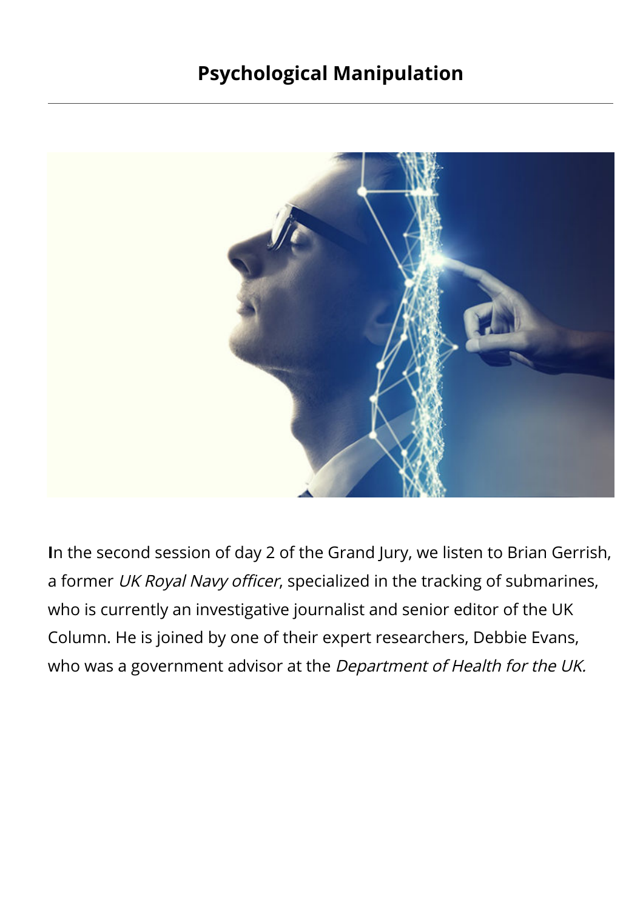# Psychological Manipulation

---

**I**n the second session of day 2 of the Grand Jury, we listen to Brian Gerrish, a former *UK Royal Navy officer*, specialized in the tracking of submarines, who is currently an investigative journalist and senior editor of the UK Column. He is joined by one of their expert researchers, Debbie Evans, who was a government advisor at the *Department of Health for the UK.*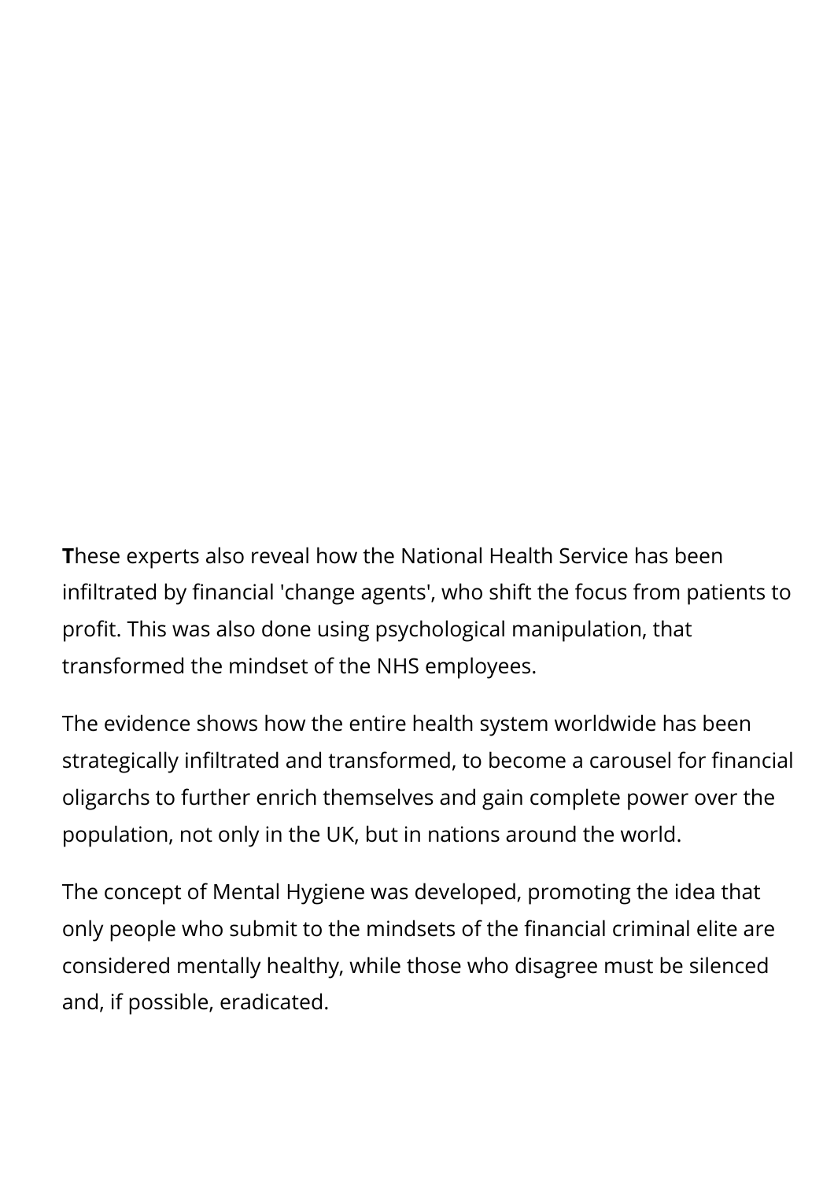**T**hese experts also reveal how the National Health Service has been infiltrated by financial 'change agents', who shift the focus from patients to profit. This was also done using psychological manipulation, that transformed the mindset of the NHS employees.

The evidence shows how the entire health system worldwide has been strategically infiltrated and transformed, to become a carousel for financial oligarchs to further enrich themselves and gain complete power over the population, not only in the UK, but in nations around the world.

The concept of Mental Hygiene was developed, promoting the idea that only people who submit to the mindsets of the financial criminal elite are considered mentally healthy, while those who disagree must be silenced and, if possible, eradicated.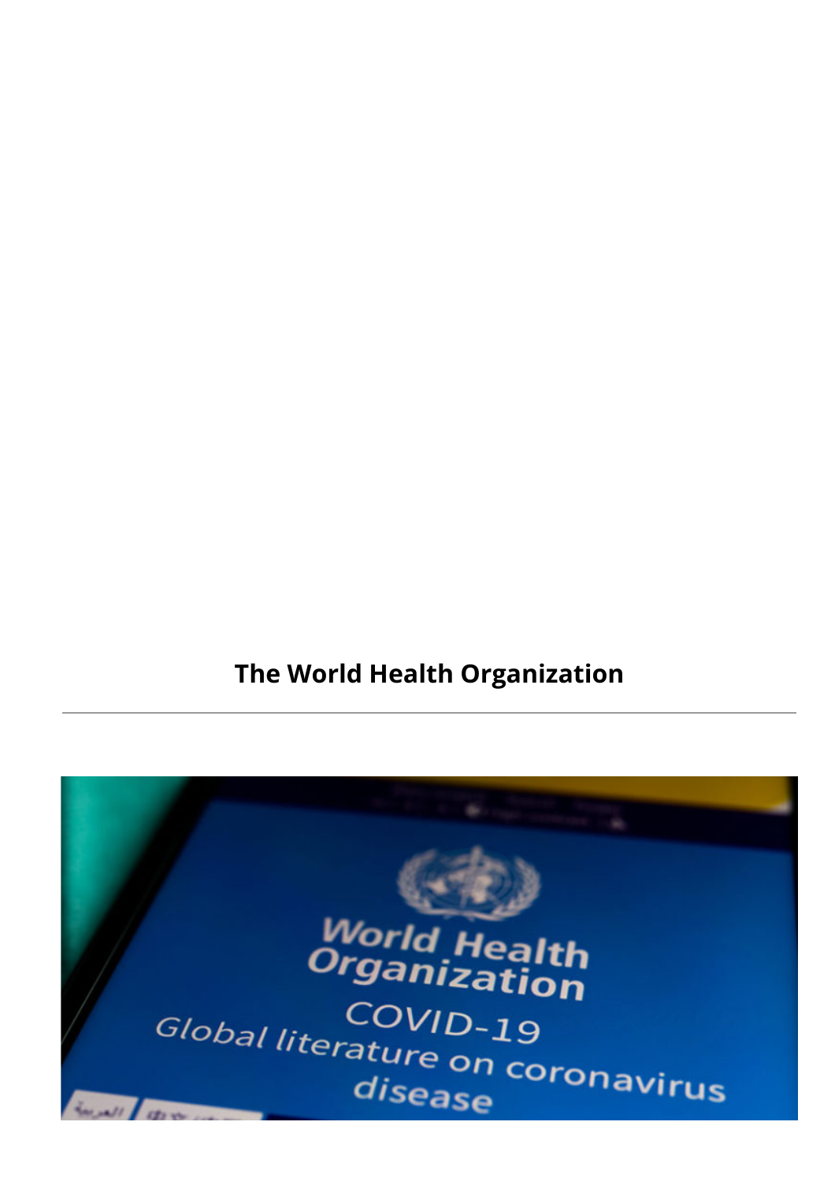## The World Health Organization

---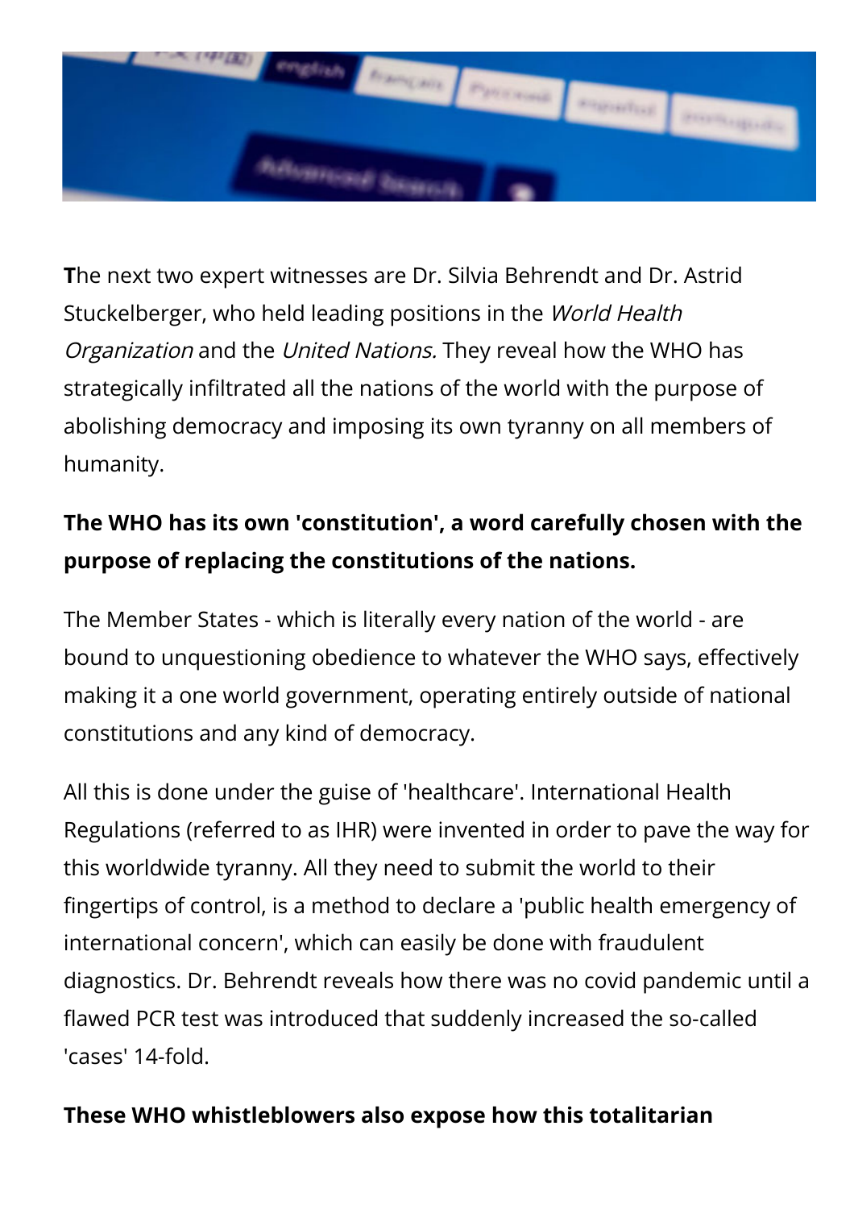The next two expert witnesses are Dr. Silvia Behrendt and Dr. Astrid Stuckelberger, who held leading positions in the *World Health Organization* and the *United Nations.* They reveal how the WHO has strategically infiltrated all the nations of the world with the purpose of abolishing democracy and imposing its own tyranny on all members of humanity.

**The WHO has its own 'constitution', a word carefully chosen with the purpose of replacing the constitutions of the nations.**

The Member States - which is literally every nation of the world - are bound to unquestioning obedience to whatever the WHO says, effectively making it a one world government, operating entirely outside of national constitutions and any kind of democracy.

All this is done under the guise of 'healthcare'. International Health Regulations (referred to as IHR) were invented in order to pave the way for this worldwide tyranny. All they need to submit the world to their fingertips of control, is a method to declare a 'public health emergency of international concern', which can easily be done with fraudulent diagnostics. Dr. Behrendt reveals how there was no covid pandemic until a flawed PCR test was introduced that suddenly increased the so-called 'cases' 14-fold.

**These WHO whistleblowers also expose how this totalitarian**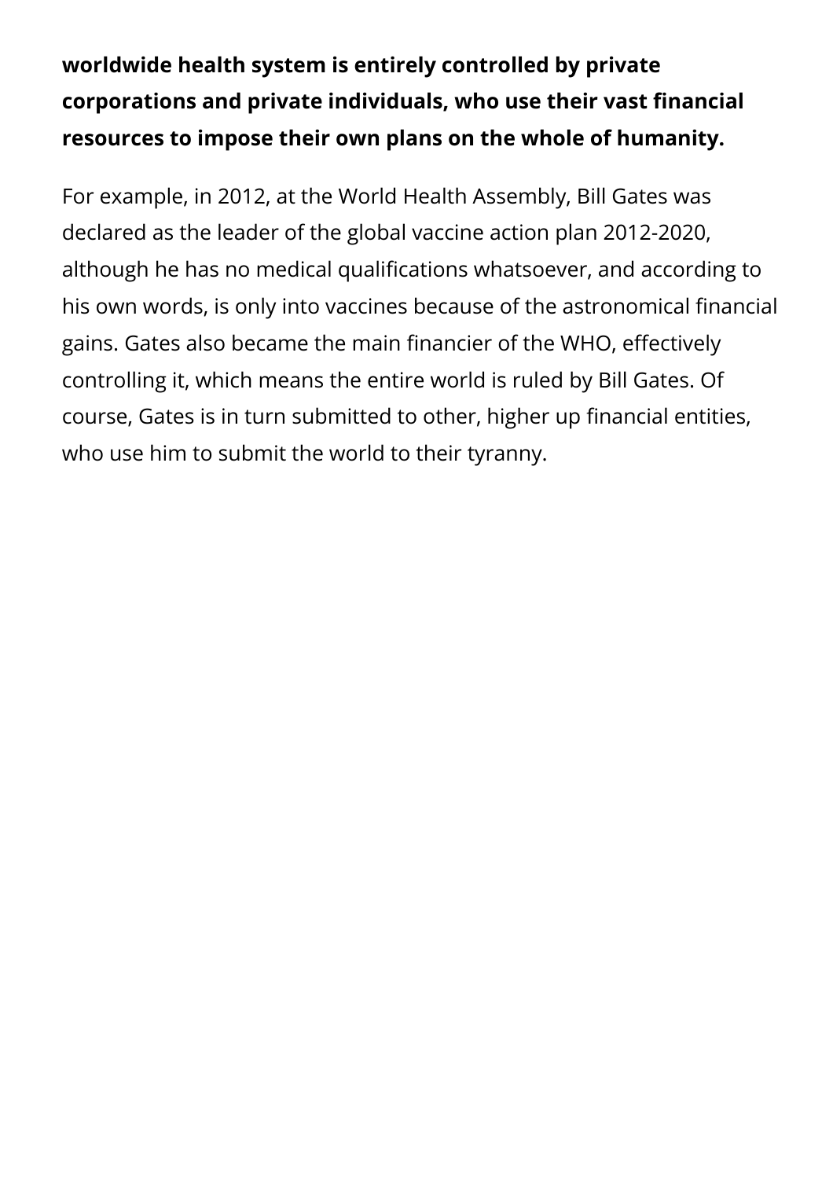**worldwide health system is entirely controlled by private corporations and private individuals, who use their vast financial resources to impose their own plans on the whole of humanity.**

For example, in 2012, at the World Health Assembly, Bill Gates was declared as the leader of the global vaccine action plan 2012-2020, although he has no medical qualifications whatsoever, and according to his own words, is only into vaccines because of the astronomical financial gains. Gates also became the main financier of the WHO, effectively controlling it, which means the entire world is ruled by Bill Gates. Of course, Gates is in turn submitted to other, higher up financial entities, who use him to submit the world to their tyranny.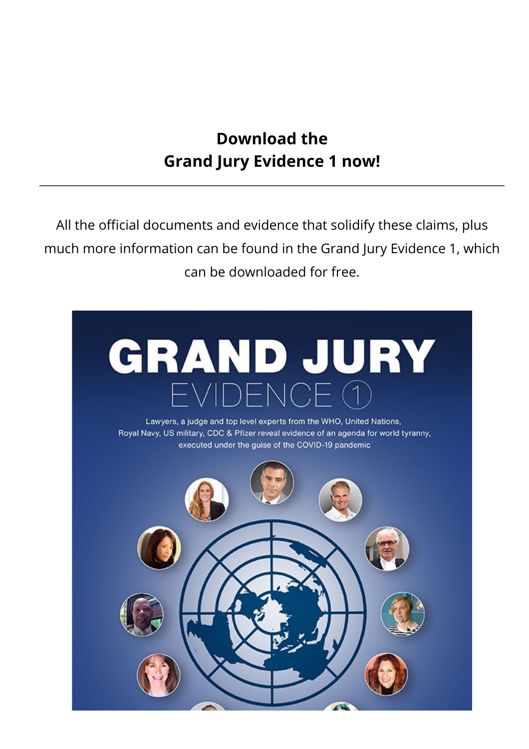**Download the**
**Grand Jury Evidence 1 now!**

---

All the official documents and evidence that solidify these claims, plus much more information can be found in the Grand Jury Evidence 1, which can be downloaded for free.

# GRAND JURY

## EVIDENCE 1

Lawyers, a judge and top level experts from the WHO, United Nations, Royal Navy, US military, CDC & Pfizer reveal evidence of an agenda for world tyranny, executed under the guise of the COVID-19 pandemic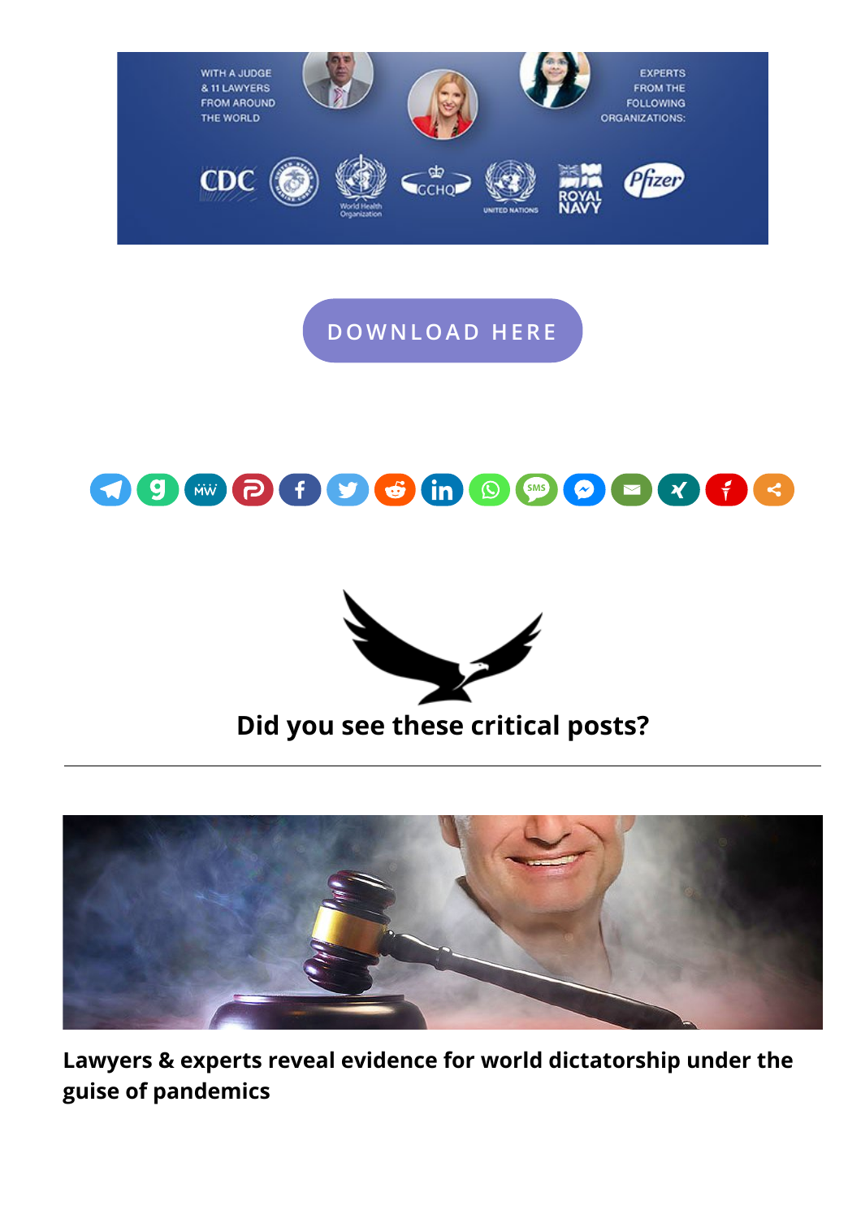WITH A JUDGE & 11 LAWYERS FROM AROUND THE WORLD

EXPERTS FROM THE FOLLOWING ORGANIZATIONS:

CDC · World Health Organization · GCHQ · UNITED NATIONS · ROYAL NAVY · Pfizer

DOWNLOAD HERE

## Did you see these critical posts?

---

**Lawyers & experts reveal evidence for world dictatorship under the guise of pandemics**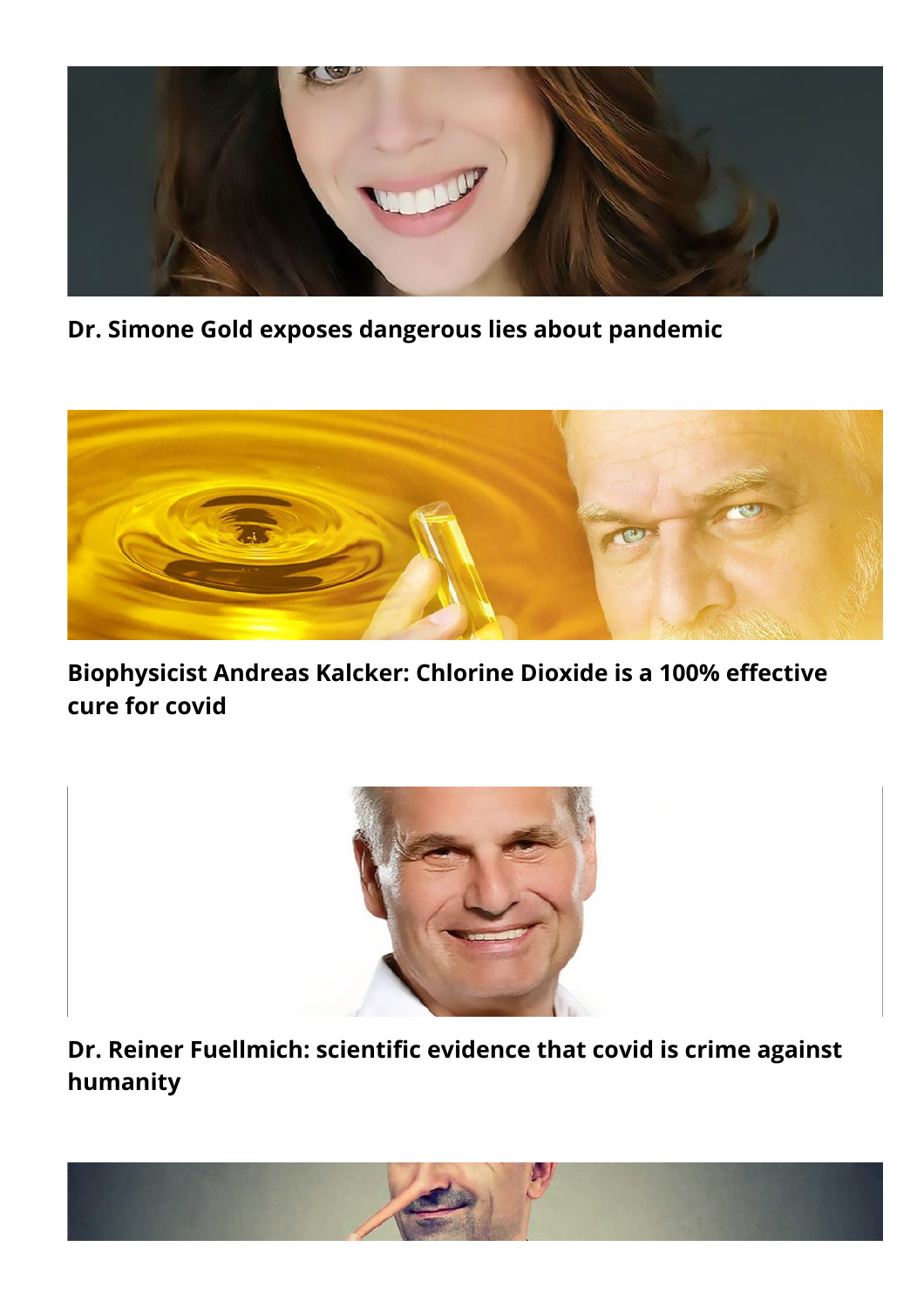**Dr. Simone Gold exposes dangerous lies about pandemic**

**Biophysicist Andreas Kalcker: Chlorine Dioxide is a 100% effective cure for covid**

**Dr. Reiner Fuellmich: scientific evidence that covid is crime against humanity**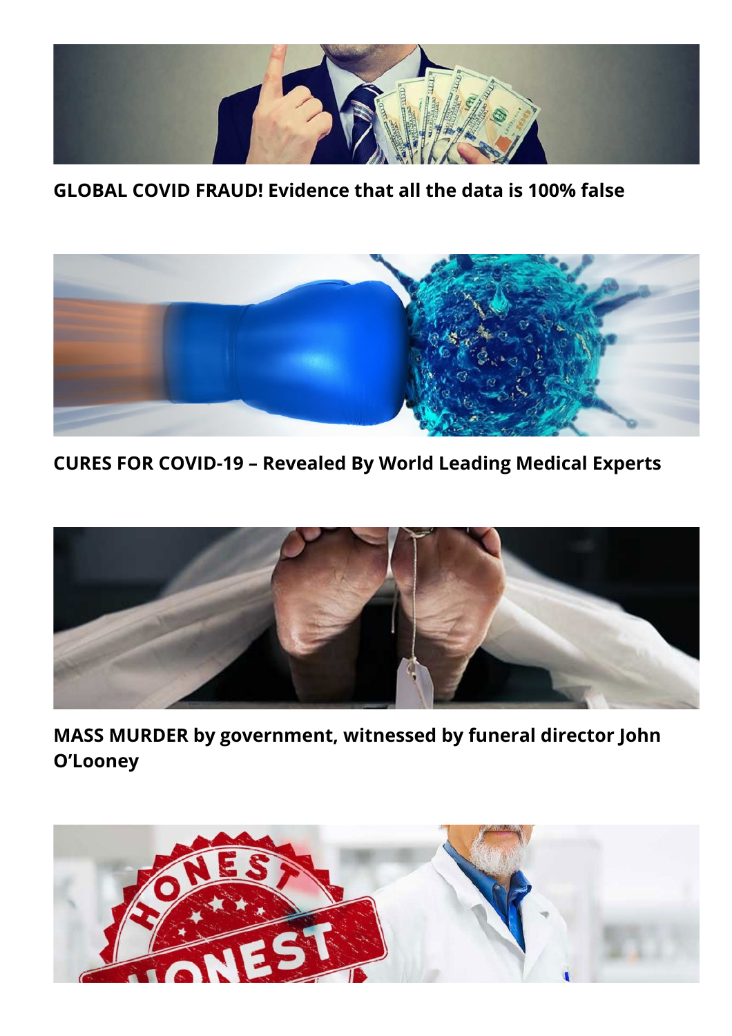**GLOBAL COVID FRAUD! Evidence that all the data is 100% false**

**CURES FOR COVID-19 – Revealed By World Leading Medical Experts**

**MASS MURDER by government, witnessed by funeral director John O'Looney**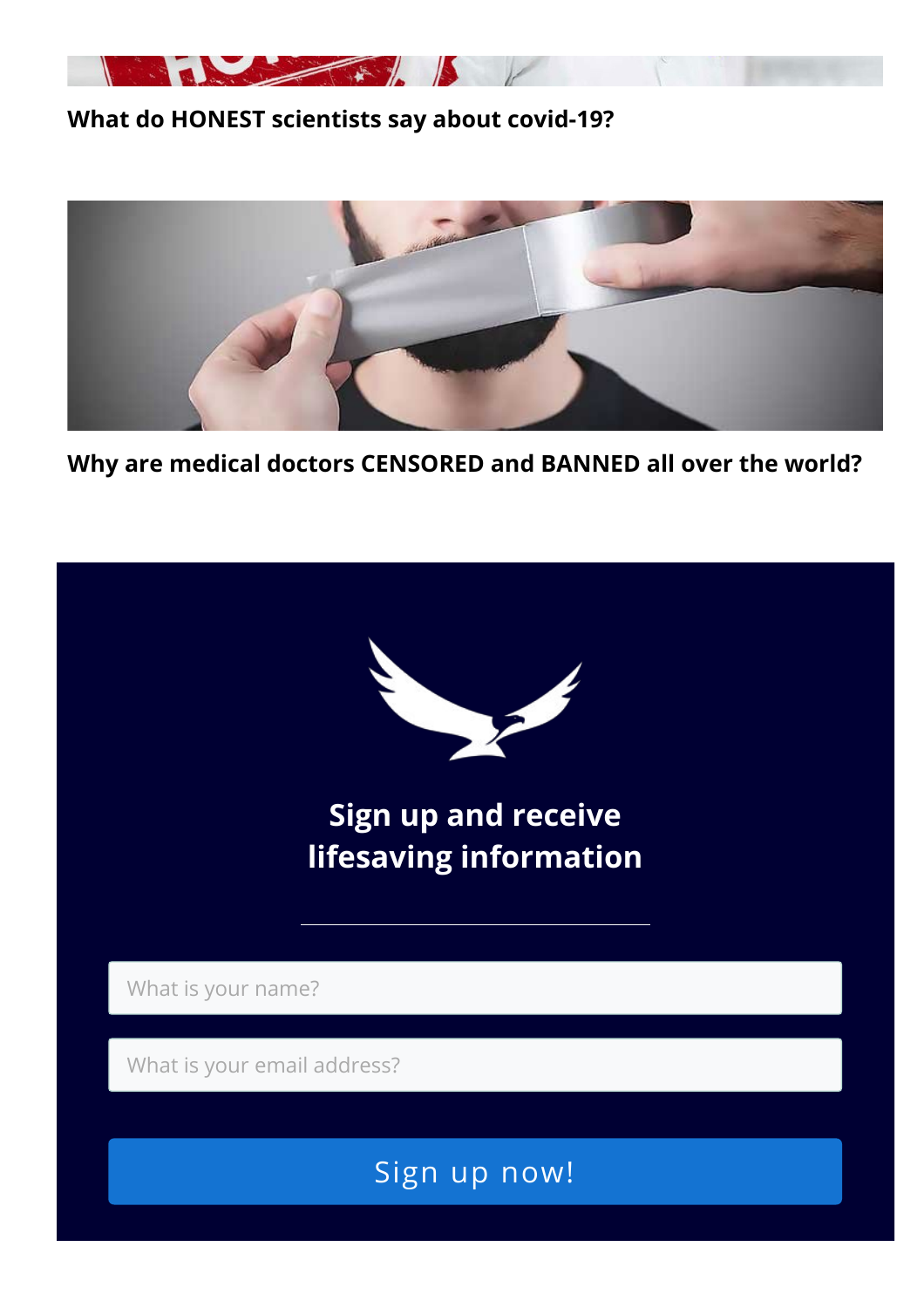**What do HONEST scientists say about covid-19?**

**Why are medical doctors CENSORED and BANNED all over the world?**

**Sign up and receive lifesaving information**

What is your name?

What is your email address?

Sign up now!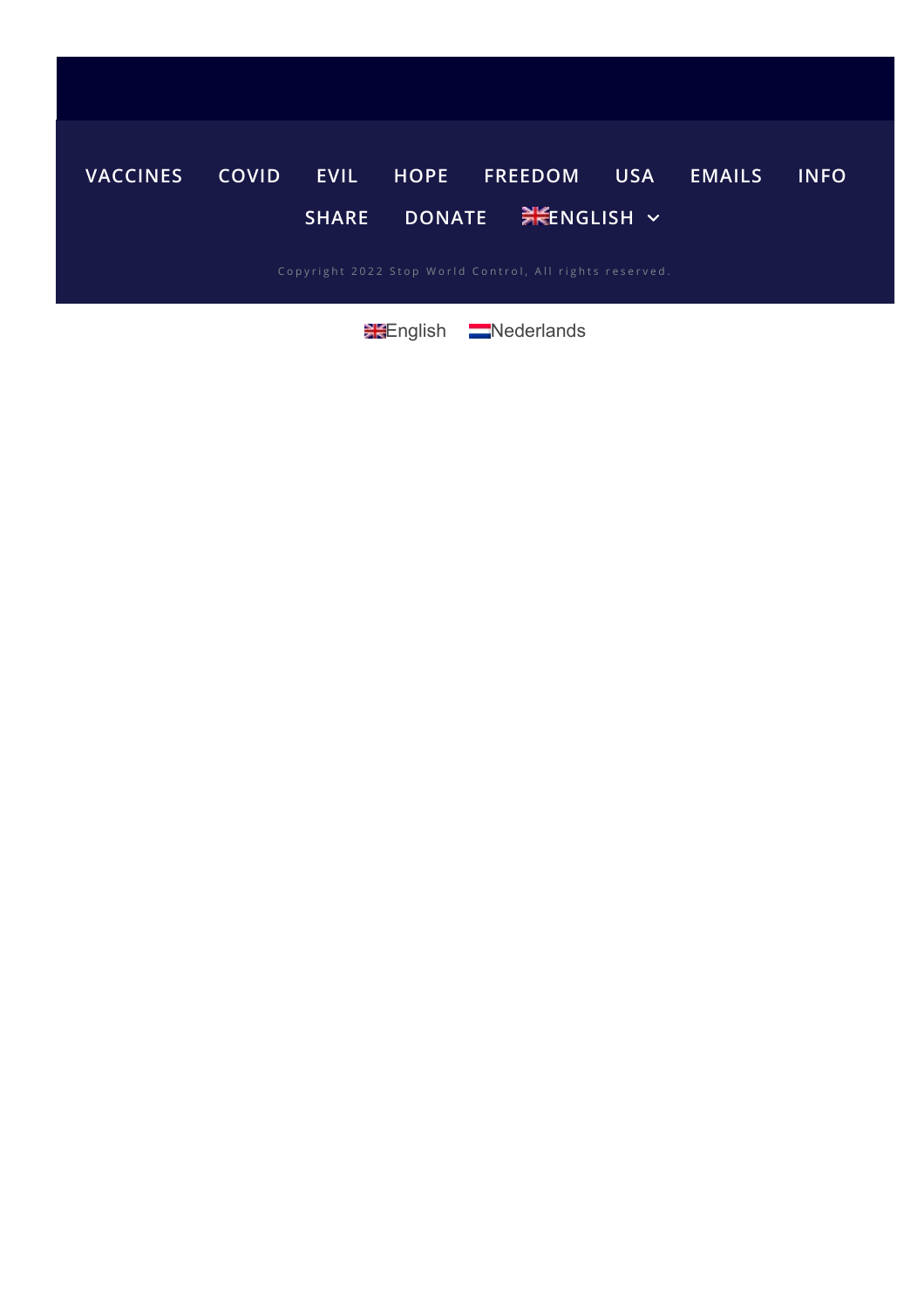VACCINES COVID EVIL HOPE FREEDOM USA EMAILS INFO

SHARE DONATE ENGLISH

Copyright 2022 Stop World Control, All rights reserved.

English Nederlands